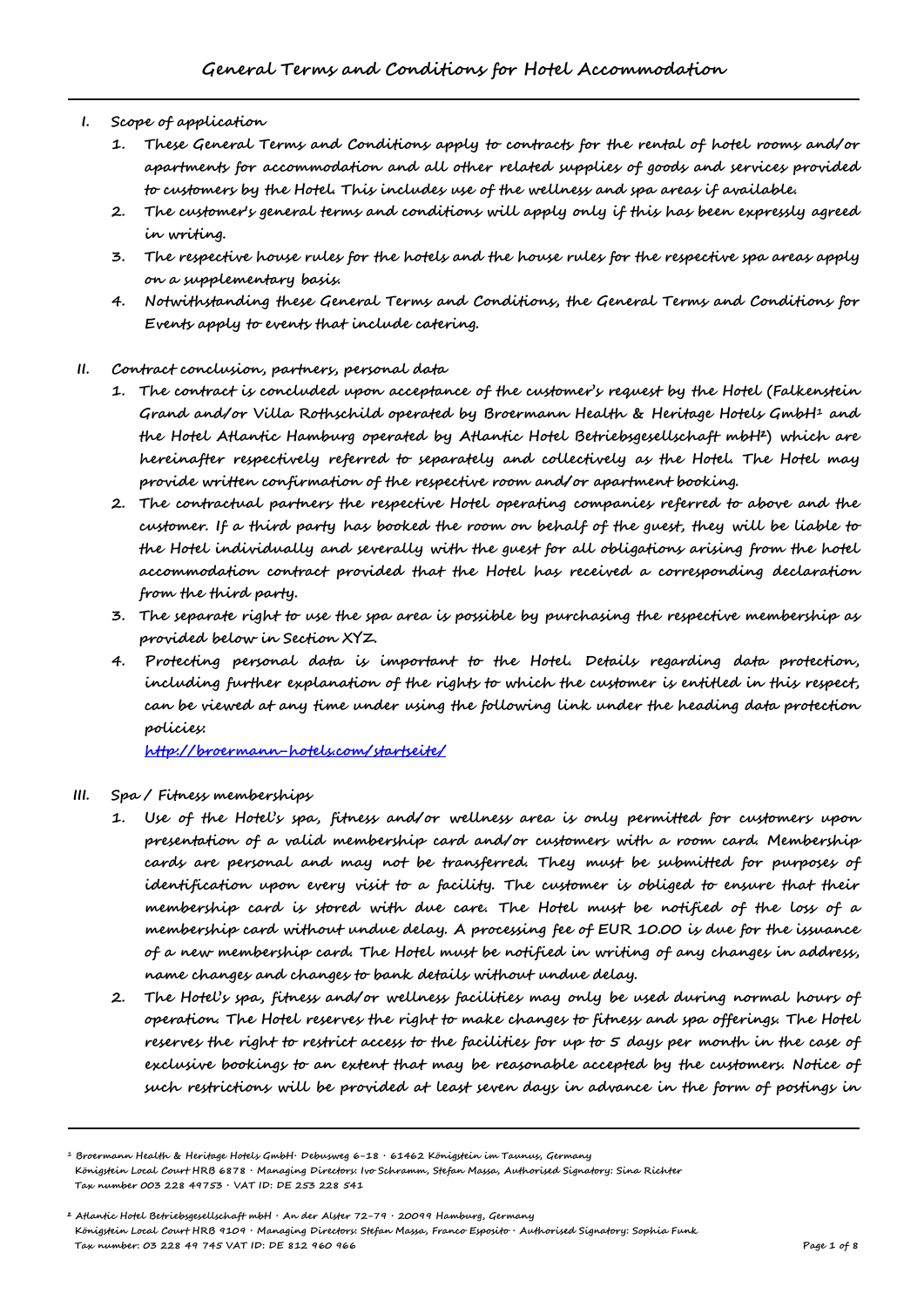# General Terms and Conditions for Hotel Accommodation

## I. Scope of application

1. These General Terms and Conditions apply to contracts for the rental of hotel rooms and/or apartments for accommodation and all other related supplies of goods and services provided to customers by the Hotel. This includes use of the wellness and spa areas if available.
2. The customer's general terms and conditions will apply only if this has been expressly agreed in writing.
3. The respective house rules for the hotels and the house rules for the respective spa areas apply on a supplementary basis.
4. Notwithstanding these General Terms and Conditions, the General Terms and Conditions for Events apply to events that include catering.

## II. Contract conclusion, partners, personal data

1. The contract is concluded upon acceptance of the customer's request by the Hotel (Falkenstein Grand and/or Villa Rothschild operated by Broermann Health & Heritage Hotels GmbH[1] and the Hotel Atlantic Hamburg operated by Atlantic Hotel Betriebsgesellschaft mbH[2]) which are hereinafter respectively referred to separately and collectively as the Hotel. The Hotel may provide written confirmation of the respective room and/or apartment booking.
2. The contractual partners the respective Hotel operating companies referred to above and the customer. If a third party has booked the room on behalf of the guest, they will be liable to the Hotel individually and severally with the guest for all obligations arising from the hotel accommodation contract provided that the Hotel has received a corresponding declaration from the third party.
3. The separate right to use the spa area is possible by purchasing the respective membership as provided below in Section XYZ.
4. Protecting personal data is important to the Hotel. Details regarding data protection, including further explanation of the rights to which the customer is entitled in this respect, can be viewed at any time under using the following link under the heading data protection policies:
   http://broermann-hotels.com/startseite/

## III. Spa / Fitness memberships

1. Use of the Hotel's spa, fitness and/or wellness area is only permitted for customers upon presentation of a valid membership card and/or customers with a room card. Membership cards are personal and may not be transferred. They must be submitted for purposes of identification upon every visit to a facility. The customer is obliged to ensure that their membership card is stored with due care. The Hotel must be notified of the loss of a membership card without undue delay. A processing fee of EUR 10.00 is due for the issuance of a new membership card. The Hotel must be notified in writing of any changes in address, name changes and changes to bank details without undue delay.
2. The Hotel's spa, fitness and/or wellness facilities may only be used during normal hours of operation. The Hotel reserves the right to make changes to fitness and spa offerings. The Hotel reserves the right to restrict access to the facilities for up to 5 days per month in the case of exclusive bookings to an extent that may be reasonable accepted by the customers. Notice of such restrictions will be provided at least seven days in advance in the form of postings in

---

[1] Broermann Health & Heritage Hotels GmbH· Debusweg 6-18 · 61462 Königstein im Taunus, Germany
Königstein Local Court HRB 6878 · Managing Directors: Ivo Schramm, Stefan Massa, Authorised Signatory: Sina Richter
Tax number 003 228 49753 · VAT ID: DE 253 228 541

[2] Atlantic Hotel Betriebsgesellschaft mbH · An der Alster 72-79 · 20099 Hamburg, Germany
Königstein Local Court HRB 9109 · Managing Directors: Stefan Massa, Franco Esposito · Authorised Signatory: Sophia Funk
Tax number: 03 228 49 745 VAT ID: DE 812 960 966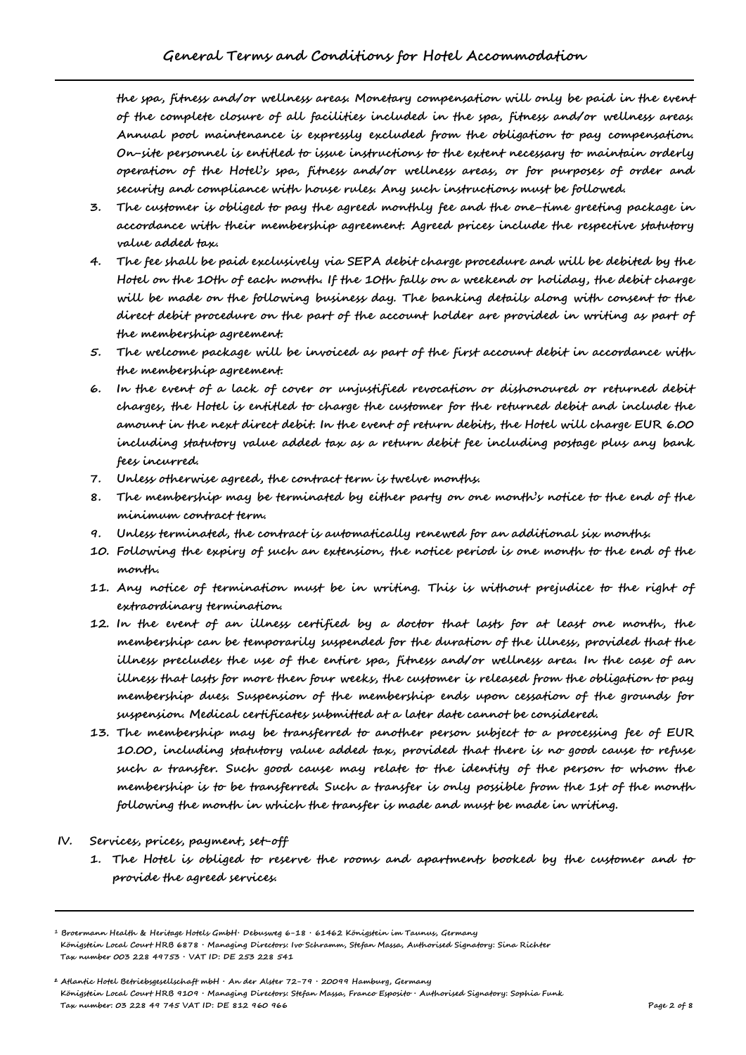the spa, fitness and/or wellness areas. Monetary compensation will only be paid in the event of the complete closure of all facilities included in the spa, fitness and/or wellness areas. Annual pool maintenance is expressly excluded from the obligation to pay compensation. On-site personnel is entitled to issue instructions to the extent necessary to maintain orderly operation of the Hotel's spa, fitness and/or wellness areas, or for purposes of order and security and compliance with house rules. Any such instructions must be followed.

3. The customer is obliged to pay the agreed monthly fee and the one-time greeting package in accordance with their membership agreement. Agreed prices include the respective statutory value added tax.
4. The fee shall be paid exclusively via SEPA debit charge procedure and will be debited by the Hotel on the 10th of each month. If the 10th falls on a weekend or holiday, the debit charge will be made on the following business day. The banking details along with consent to the direct debit procedure on the part of the account holder are provided in writing as part of the membership agreement.
5. The welcome package will be invoiced as part of the first account debit in accordance with the membership agreement.
6. In the event of a lack of cover or unjustified revocation or dishonoured or returned debit charges, the Hotel is entitled to charge the customer for the returned debit and include the amount in the next direct debit. In the event of return debits, the Hotel will charge EUR 6.00 including statutory value added tax as a return debit fee including postage plus any bank fees incurred.
7. Unless otherwise agreed, the contract term is twelve months.
8. The membership may be terminated by either party on one month's notice to the end of the minimum contract term.
9. Unless terminated, the contract is automatically renewed for an additional six months.
10. Following the expiry of such an extension, the notice period is one month to the end of the month.
11. Any notice of termination must be in writing. This is without prejudice to the right of extraordinary termination.
12. In the event of an illness certified by a doctor that lasts for at least one month, the membership can be temporarily suspended for the duration of the illness, provided that the illness precludes the use of the entire spa, fitness and/or wellness area. In the case of an illness that lasts for more then four weeks, the customer is released from the obligation to pay membership dues. Suspension of the membership ends upon cessation of the grounds for suspension. Medical certificates submitted at a later date cannot be considered.
13. The membership may be transferred to another person subject to a processing fee of EUR 10.00, including statutory value added tax, provided that there is no good cause to refuse such a transfer. Such good cause may relate to the identity of the person to whom the membership is to be transferred. Such a transfer is only possible from the 1st of the month following the month in which the transfer is made and must be made in writing.

## IV. Services, prices, payment, set-off

1. The Hotel is obliged to reserve the rooms and apartments booked by the customer and to provide the agreed services.

[1] Broermann Health & Heritage Hotels GmbH· Debusweg 6-18 · 61462 Königstein im Taunus, Germany
Königstein Local Court HRB 6878 · Managing Directors: Ivo Schramm, Stefan Massa, Authorised Signatory: Sina Richter
Tax number 003 228 49753 · VAT ID: DE 253 228 541

[2] Atlantic Hotel Betriebsgesellschaft mbH · An der Alster 72-79 · 20099 Hamburg, Germany
Königstein Local Court HRB 9109 · Managing Directors: Stefan Massa, Franco Esposito · Authorised Signatory: Sophia Funk
Tax number: 03 228 49 745 VAT ID: DE 812 960 966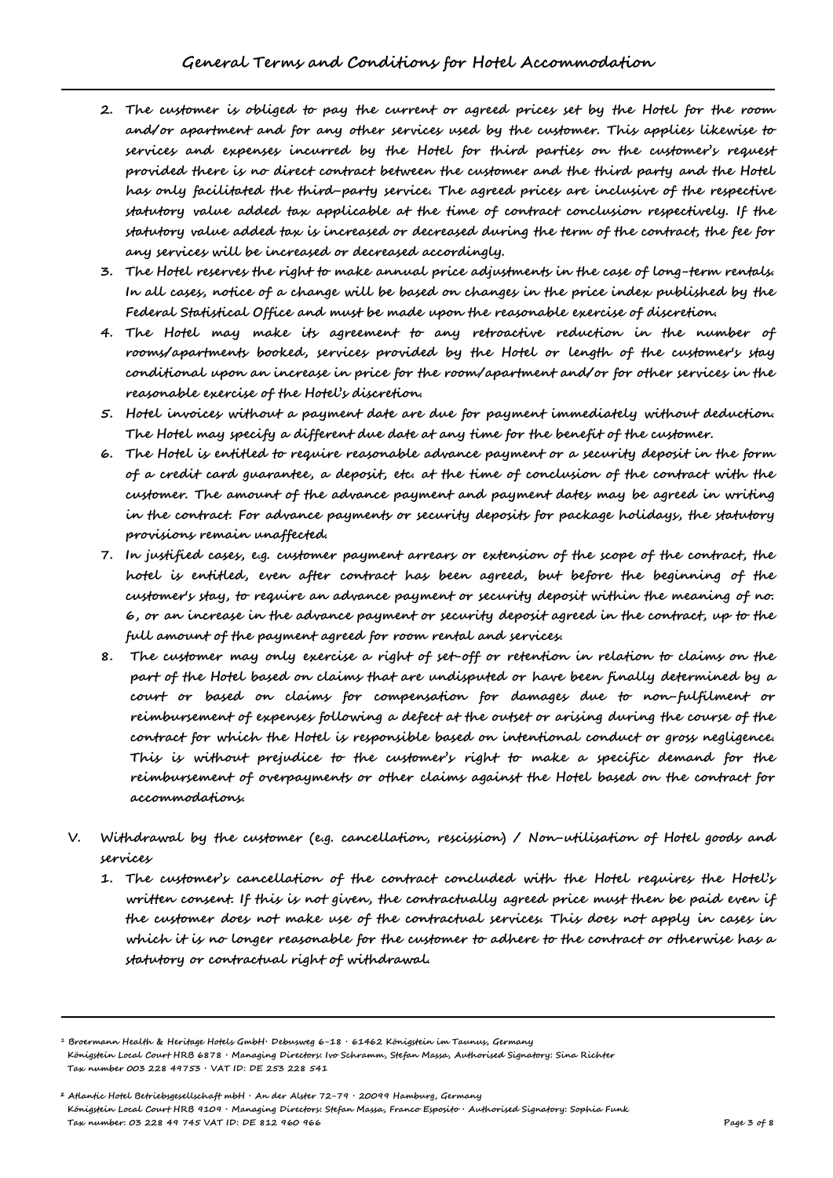2. The customer is obliged to pay the current or agreed prices set by the Hotel for the room and/or apartment and for any other services used by the customer. This applies likewise to services and expenses incurred by the Hotel for third parties on the customer's request provided there is no direct contract between the customer and the third party and the Hotel has only facilitated the third-party service. The agreed prices are inclusive of the respective statutory value added tax applicable at the time of contract conclusion respectively. If the statutory value added tax is increased or decreased during the term of the contract, the fee for any services will be increased or decreased accordingly.
3. The Hotel reserves the right to make annual price adjustments in the case of long-term rentals. In all cases, notice of a change will be based on changes in the price index published by the Federal Statistical Office and must be made upon the reasonable exercise of discretion.
4. The Hotel may make its agreement to any retroactive reduction in the number of rooms/apartments booked, services provided by the Hotel or length of the customer's stay conditional upon an increase in price for the room/apartment and/or for other services in the reasonable exercise of the Hotel's discretion.
5. Hotel invoices without a payment date are due for payment immediately without deduction. The Hotel may specify a different due date at any time for the benefit of the customer.
6. The Hotel is entitled to require reasonable advance payment or a security deposit in the form of a credit card guarantee, a deposit, etc. at the time of conclusion of the contract with the customer. The amount of the advance payment and payment dates may be agreed in writing in the contract. For advance payments or security deposits for package holidays, the statutory provisions remain unaffected.
7. In justified cases, e.g. customer payment arrears or extension of the scope of the contract, the hotel is entitled, even after contract has been agreed, but before the beginning of the customer's stay, to require an advance payment or security deposit within the meaning of no. 6, or an increase in the advance payment or security deposit agreed in the contract, up to the full amount of the payment agreed for room rental and services.
8. The customer may only exercise a right of set-off or retention in relation to claims on the part of the Hotel based on claims that are undisputed or have been finally determined by a court or based on claims for compensation for damages due to non-fulfilment or reimbursement of expenses following a defect at the outset or arising during the course of the contract for which the Hotel is responsible based on intentional conduct or gross negligence. This is without prejudice to the customer's right to make a specific demand for the reimbursement of overpayments or other claims against the Hotel based on the contract for accommodations.

## V. Withdrawal by the customer (e.g. cancellation, rescission) / Non-utilisation of Hotel goods and services

1. The customer's cancellation of the contract concluded with the Hotel requires the Hotel's written consent. If this is not given, the contractually agreed price must then be paid even if the customer does not make use of the contractual services. This does not apply in cases in which it is no longer reasonable for the customer to adhere to the contract or otherwise has a statutory or contractual right of withdrawal.

---

[1] Broermann Health & Heritage Hotels GmbH· Debusweg 6-18 · 61462 Königstein im Taunus, Germany
Königstein Local Court HRB 6878 · Managing Directors: Ivo Schramm, Stefan Massa, Authorised Signatory: Sina Richter
Tax number 003 228 49753 · VAT ID: DE 253 228 541

[2] Atlantic Hotel Betriebsgesellschaft mbH · An der Alster 72-79 · 20099 Hamburg, Germany
Königstein Local Court HRB 9109 · Managing Directors: Stefan Massa, Franco Esposito · Authorised Signatory: Sophia Funk
Tax number: 03 228 49 745 VAT ID: DE 812 960 966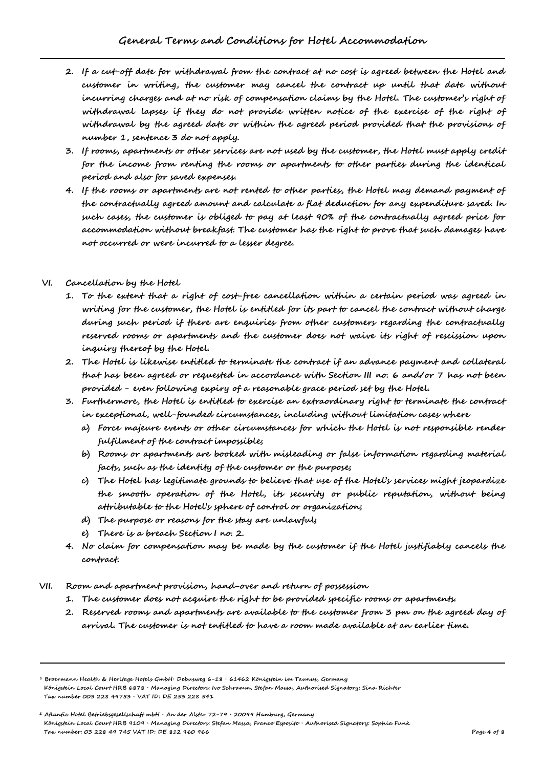2. If a cut-off date for withdrawal from the contract at no cost is agreed between the Hotel and customer in writing, the customer may cancel the contract up until that date without incurring charges and at no risk of compensation claims by the Hotel. The customer's right of withdrawal lapses if they do not provide written notice of the exercise of the right of withdrawal by the agreed date or within the agreed period provided that the provisions of number 1, sentence 3 do not apply.
3. If rooms, apartments or other services are not used by the customer, the Hotel must apply credit for the income from renting the rooms or apartments to other parties during the identical period and also for saved expenses.
4. If the rooms or apartments are not rented to other parties, the Hotel may demand payment of the contractually agreed amount and calculate a flat deduction for any expenditure saved. In such cases, the customer is obliged to pay at least 90% of the contractually agreed price for accommodation without breakfast. The customer has the right to prove that such damages have not occurred or were incurred to a lesser degree.

## VI. Cancellation by the Hotel

1. To the extent that a right of cost-free cancellation within a certain period was agreed in writing for the customer, the Hotel is entitled for its part to cancel the contract without charge during such period if there are enquiries from other customers regarding the contractually reserved rooms or apartments and the customer does not waive its right of rescission upon inquiry thereof by the Hotel.
2. The Hotel is likewise entitled to terminate the contract if an advance payment and collateral that has been agreed or requested in accordance with Section III no. 6 and/or 7 has not been provided – even following expiry of a reasonable grace period set by the Hotel.
3. Furthermore, the Hotel is entitled to exercise an extraordinary right to terminate the contract in exceptional, well-founded circumstances, including without limitation cases where
   a) Force majeure events or other circumstances for which the Hotel is not responsible render fulfilment of the contract impossible;
   b) Rooms or apartments are booked with misleading or false information regarding material facts, such as the identity of the customer or the purpose;
   c) The Hotel has legitimate grounds to believe that use of the Hotel's services might jeopardize the smooth operation of the Hotel, its security or public reputation, without being attributable to the Hotel's sphere of control or organization;
   d) The purpose or reasons for the stay are unlawful;
   e) There is a breach Section I no. 2.
4. No claim for compensation may be made by the customer if the Hotel justifiably cancels the contract.

## VII. Room and apartment provision, hand-over and return of possession

1. The customer does not acquire the right to be provided specific rooms or apartments.
2. Reserved rooms and apartments are available to the customer from 3 pm on the agreed day of arrival. The customer is not entitled to have a room made available at an earlier time.

[1] Broermann Health & Heritage Hotels GmbH· Debusweg 6-18 · 61462 Königstein im Taunus, Germany
Königstein Local Court HRB 6878 · Managing Directors: Ivo Schramm, Stefan Massa, Authorised Signatory: Sina Richter
Tax number 003 228 49753 · VAT ID: DE 253 228 541

[2] Atlantic Hotel Betriebsgesellschaft mbH · An der Alster 72-79 · 20099 Hamburg, Germany
Königstein Local Court HRB 9109 · Managing Directors: Stefan Massa, Franco Esposito · Authorised Signatory: Sophia Funk
Tax number: 03 228 49 745 VAT ID: DE 812 960 966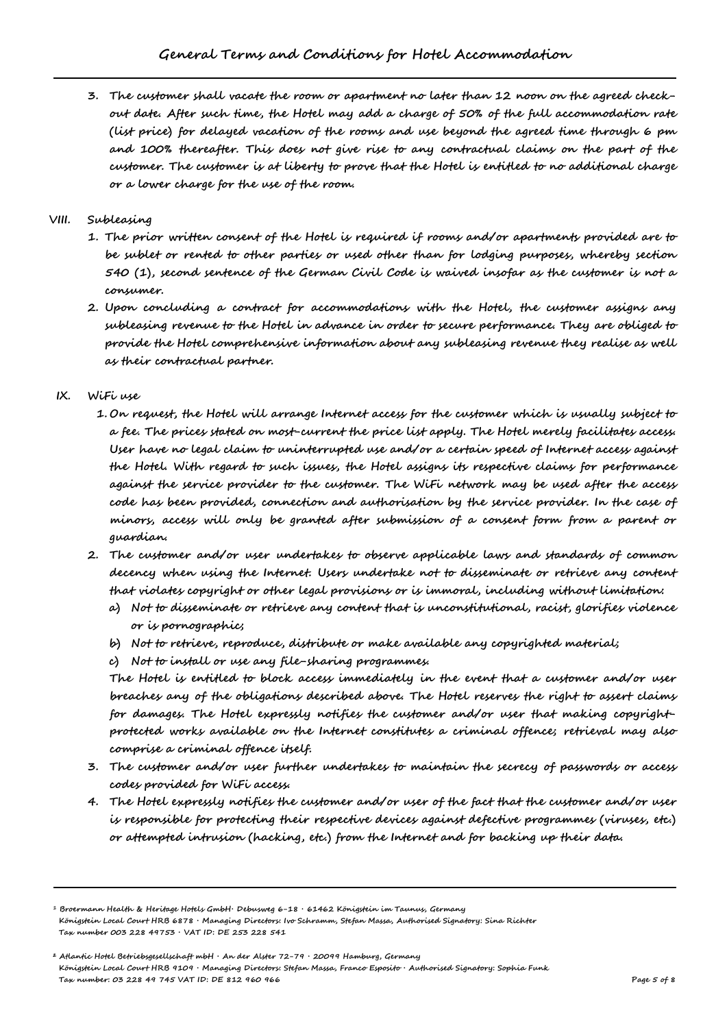3. The customer shall vacate the room or apartment no later than 12 noon on the agreed check-out date. After such time, the Hotel may add a charge of 50% of the full accommodation rate (list price) for delayed vacation of the rooms and use beyond the agreed time through 6 pm and 100% thereafter. This does not give rise to any contractual claims on the part of the customer. The customer is at liberty to prove that the Hotel is entitled to no additional charge or a lower charge for the use of the room.

## VIII. Subleasing

1. The prior written consent of the Hotel is required if rooms and/or apartments provided are to be sublet or rented to other parties or used other than for lodging purposes, whereby section 540 (1), second sentence of the German Civil Code is waived insofar as the customer is not a consumer.
2. Upon concluding a contract for accommodations with the Hotel, the customer assigns any subleasing revenue to the Hotel in advance in order to secure performance. They are obliged to provide the Hotel comprehensive information about any subleasing revenue they realise as well as their contractual partner.

## IX. WiFi use

1. On request, the Hotel will arrange Internet access for the customer which is usually subject to a fee. The prices stated on most-current the price list apply. The Hotel merely facilitates access. User have no legal claim to uninterrupted use and/or a certain speed of Internet access against the Hotel. With regard to such issues, the Hotel assigns its respective claims for performance against the service provider to the customer. The WiFi network may be used after the access code has been provided, connection and authorisation by the service provider. In the case of minors, access will only be granted after submission of a consent form from a parent or guardian.
2. The customer and/or user undertakes to observe applicable laws and standards of common decency when using the Internet. Users undertake not to disseminate or retrieve any content that violates copyright or other legal provisions or is immoral, including without limitation:
   a) Not to disseminate or retrieve any content that is unconstitutional, racist, glorifies violence or is pornographic;
   b) Not to retrieve, reproduce, distribute or make available any copyrighted material;
   c) Not to install or use any file-sharing programmes.

   The Hotel is entitled to block access immediately in the event that a customer and/or user breaches any of the obligations described above. The Hotel reserves the right to assert claims for damages. The Hotel expressly notifies the customer and/or user that making copyright-protected works available on the Internet constitutes a criminal offence; retrieval may also comprise a criminal offence itself.
3. The customer and/or user further undertakes to maintain the secrecy of passwords or access codes provided for WiFi access.
4. The Hotel expressly notifies the customer and/or user of the fact that the customer and/or user is responsible for protecting their respective devices against defective programmes (viruses, etc.) or attempted intrusion (hacking, etc.) from the Internet and for backing up their data.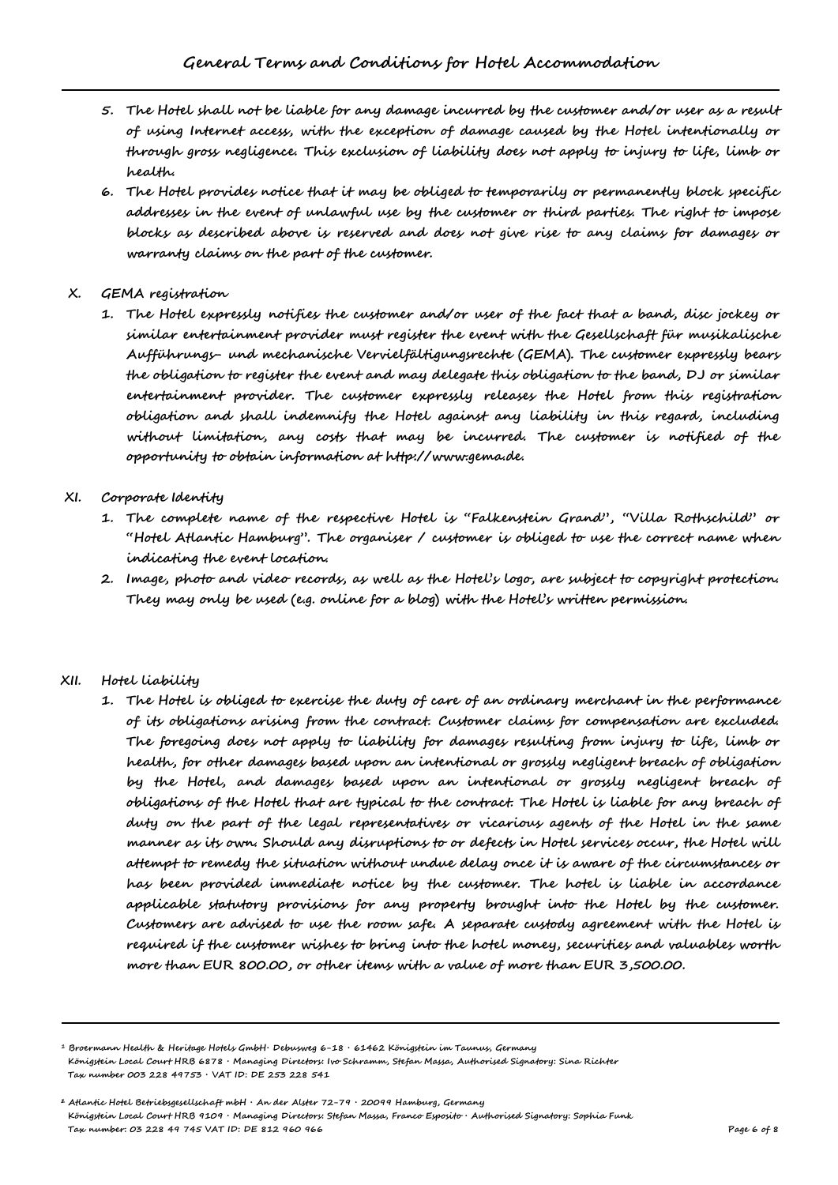5. The Hotel shall not be liable for any damage incurred by the customer and/or user as a result of using Internet access, with the exception of damage caused by the Hotel intentionally or through gross negligence. This exclusion of liability does not apply to injury to life, limb or health.
6. The Hotel provides notice that it may be obliged to temporarily or permanently block specific addresses in the event of unlawful use by the customer or third parties. The right to impose blocks as described above is reserved and does not give rise to any claims for damages or warranty claims on the part of the customer.

## X. GEMA registration

1. The Hotel expressly notifies the customer and/or user of the fact that a band, disc jockey or similar entertainment provider must register the event with the Gesellschaft für musikalische Aufführungs- und mechanische Vervielfältigungsrechte (GEMA). The customer expressly bears the obligation to register the event and may delegate this obligation to the band, DJ or similar entertainment provider. The customer expressly releases the Hotel from this registration obligation and shall indemnify the Hotel against any liability in this regard, including without limitation, any costs that may be incurred. The customer is notified of the opportunity to obtain information at http://www.gema.de.

## XI. Corporate Identity

1. The complete name of the respective Hotel is "Falkenstein Grand", "Villa Rothschild" or "Hotel Atlantic Hamburg". The organiser / customer is obliged to use the correct name when indicating the event location.
2. Image, photo and video records, as well as the Hotel's logo, are subject to copyright protection. They may only be used (e.g. online for a blog) with the Hotel's written permission.

## XII. Hotel liability

1. The Hotel is obliged to exercise the duty of care of an ordinary merchant in the performance of its obligations arising from the contract. Customer claims for compensation are excluded. The foregoing does not apply to liability for damages resulting from injury to life, limb or health, for other damages based upon an intentional or grossly negligent breach of obligation by the Hotel, and damages based upon an intentional or grossly negligent breach of obligations of the Hotel that are typical to the contract. The Hotel is liable for any breach of duty on the part of the legal representatives or vicarious agents of the Hotel in the same manner as its own. Should any disruptions to or defects in Hotel services occur, the Hotel will attempt to remedy the situation without undue delay once it is aware of the circumstances or has been provided immediate notice by the customer. The hotel is liable in accordance applicable statutory provisions for any property brought into the Hotel by the customer. Customers are advised to use the room safe. A separate custody agreement with the Hotel is required if the customer wishes to bring into the hotel money, securities and valuables worth more than EUR 800.00, or other items with a value of more than EUR 3,500.00.

---

[1] Broermann Health & Heritage Hotels GmbH· Debusweg 6-18 · 61462 Königstein im Taunus, Germany
Königstein Local Court HRB 6878 · Managing Directors: Ivo Schramm, Stefan Massa, Authorised Signatory: Sina Richter
Tax number 003 228 49753 · VAT ID: DE 253 228 541

[2] Atlantic Hotel Betriebsgesellschaft mbH · An der Alster 72-79 · 20099 Hamburg, Germany
Königstein Local Court HRB 9109 · Managing Directors: Stefan Massa, Franco Esposito · Authorised Signatory: Sophia Funk
Tax number: 03 228 49 745 VAT ID: DE 812 960 966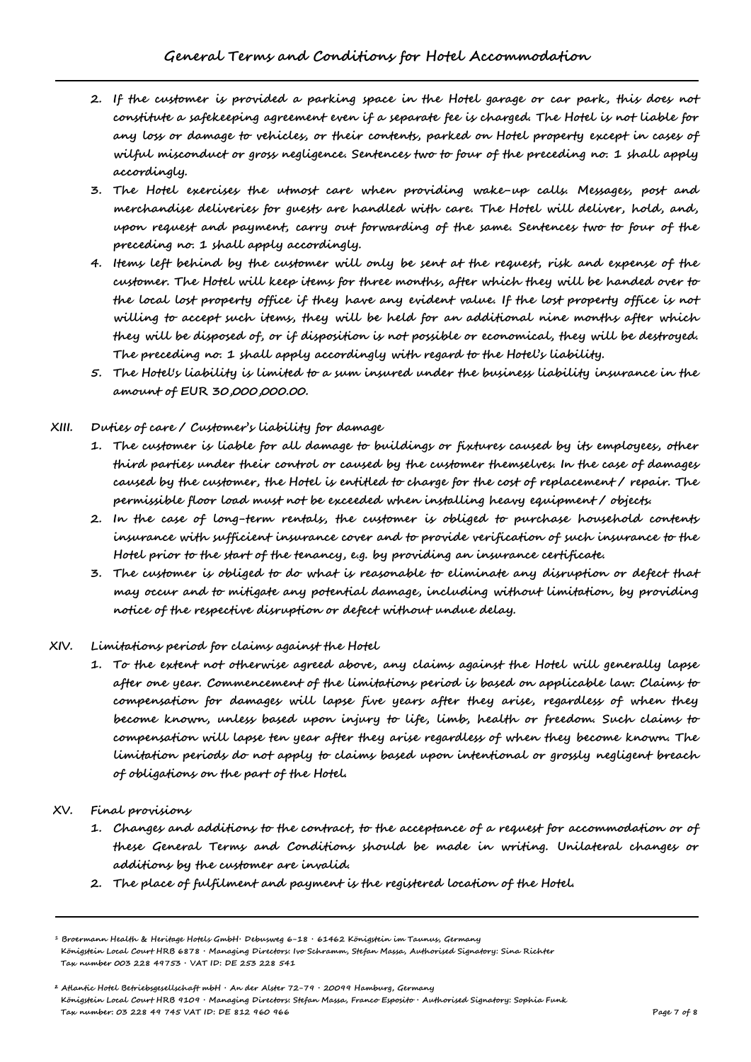2. If the customer is provided a parking space in the Hotel garage or car park, this does not constitute a safekeeping agreement even if a separate fee is charged. The Hotel is not liable for any loss or damage to vehicles, or their contents, parked on Hotel property except in cases of wilful misconduct or gross negligence. Sentences two to four of the preceding no. 1 shall apply accordingly.
3. The Hotel exercises the utmost care when providing wake-up calls. Messages, post and merchandise deliveries for guests are handled with care. The Hotel will deliver, hold, and, upon request and payment, carry out forwarding of the same. Sentences two to four of the preceding no. 1 shall apply accordingly.
4. Items left behind by the customer will only be sent at the request, risk and expense of the customer. The Hotel will keep items for three months, after which they will be handed over to the local lost property office if they have any evident value. If the lost property office is not willing to accept such items, they will be held for an additional nine months after which they will be disposed of, or if disposition is not possible or economical, they will be destroyed. The preceding no. 1 shall apply accordingly with regard to the Hotel's liability.
5. The Hotel's liability is limited to a sum insured under the business liability insurance in the amount of EUR 30,000,000.00.

## XIII. Duties of care / Customer's liability for damage

1. The customer is liable for all damage to buildings or fixtures caused by its employees, other third parties under their control or caused by the customer themselves. In the case of damages caused by the customer, the Hotel is entitled to charge for the cost of replacement / repair. The permissible floor load must not be exceeded when installing heavy equipment / objects.
2. In the case of long-term rentals, the customer is obliged to purchase household contents insurance with sufficient insurance cover and to provide verification of such insurance to the Hotel prior to the start of the tenancy, e.g. by providing an insurance certificate.
3. The customer is obliged to do what is reasonable to eliminate any disruption or defect that may occur and to mitigate any potential damage, including without limitation, by providing notice of the respective disruption or defect without undue delay.

## XIV. Limitations period for claims against the Hotel

1. To the extent not otherwise agreed above, any claims against the Hotel will generally lapse after one year. Commencement of the limitations period is based on applicable law. Claims to compensation for damages will lapse five years after they arise, regardless of when they become known, unless based upon injury to life, limb, health or freedom. Such claims to compensation will lapse ten year after they arise regardless of when they become known. The limitation periods do not apply to claims based upon intentional or grossly negligent breach of obligations on the part of the Hotel.

## XV. Final provisions

1. Changes and additions to the contract, to the acceptance of a request for accommodation or of these General Terms and Conditions should be made in writing. Unilateral changes or additions by the customer are invalid.
2. The place of fulfilment and payment is the registered location of the Hotel.

---

[1] Broermann Health & Heritage Hotels GmbH· Debusweg 6-18 · 61462 Königstein im Taunus, Germany
Königstein Local Court HRB 6878 · Managing Directors: Ivo Schramm, Stefan Massa, Authorised Signatory: Sina Richter
Tax number 003 228 49753 · VAT ID: DE 253 228 541

[2] Atlantic Hotel Betriebsgesellschaft mbH · An der Alster 72-79 · 20099 Hamburg, Germany
Königstein Local Court HRB 9109 · Managing Directors: Stefan Massa, Franco Esposito · Authorised Signatory: Sophia Funk
Tax number: 03 228 49 745 VAT ID: DE 812 960 966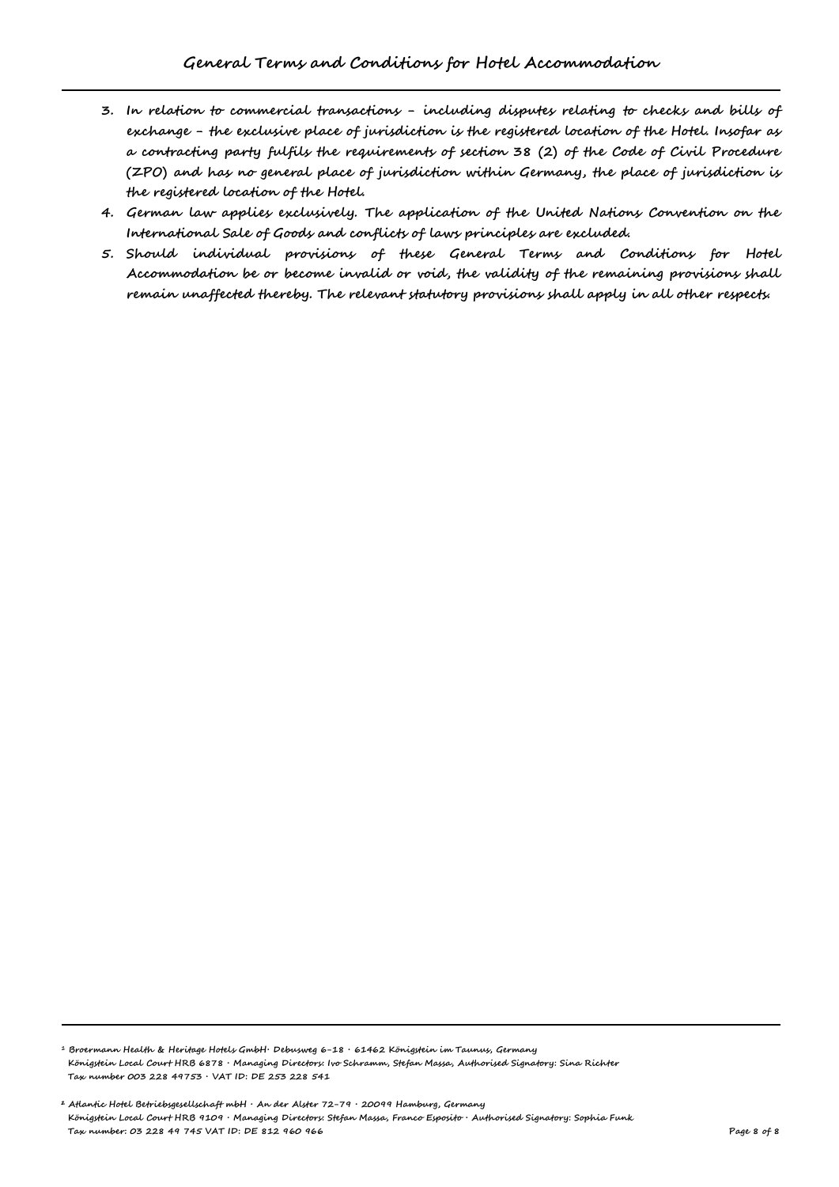3. In relation to commercial transactions – including disputes relating to checks and bills of exchange – the exclusive place of jurisdiction is the registered location of the Hotel. Insofar as a contracting party fulfils the requirements of section 38 (2) of the Code of Civil Procedure (ZPO) and has no general place of jurisdiction within Germany, the place of jurisdiction is the registered location of the Hotel.
4. German law applies exclusively. The application of the United Nations Convention on the International Sale of Goods and conflicts of laws principles are excluded.
5. Should individual provisions of these General Terms and Conditions for Hotel Accommodation be or become invalid or void, the validity of the remaining provisions shall remain unaffected thereby. The relevant statutory provisions shall apply in all other respects.

---

[1] Broermann Health & Heritage Hotels GmbH· Debusweg 6-18 · 61462 Königstein im Taunus, Germany
Königstein Local Court HRB 6878 · Managing Directors: Ivo Schramm, Stefan Massa, Authorised Signatory: Sina Richter
Tax number 003 228 49753 · VAT ID: DE 253 228 541

[2] Atlantic Hotel Betriebsgesellschaft mbH · An der Alster 72-79 · 20099 Hamburg, Germany
Königstein Local Court HRB 9109 · Managing Directors: Stefan Massa, Franco Esposito · Authorised Signatory: Sophia Funk
Tax number: 03 228 49 745 VAT ID: DE 812 960 966